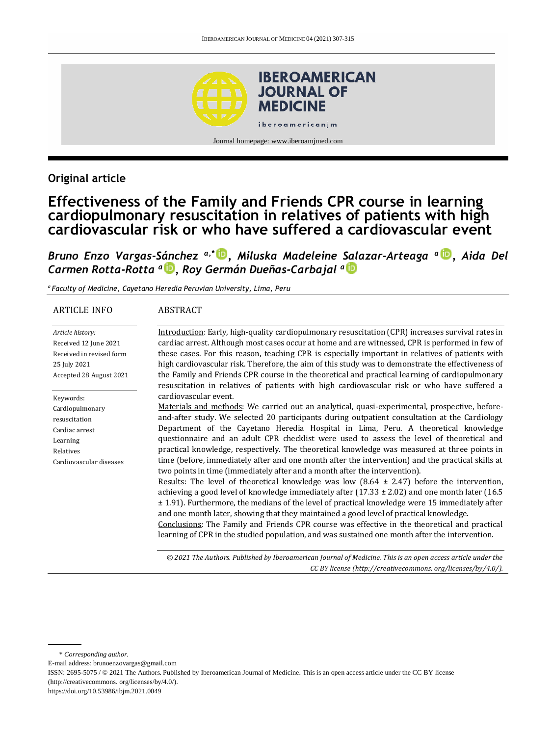**Original article**

# Effectiveness of the Family and Friends CPR course in learning cardiopulmonary resuscitation in relatives of patients with high cardiovascular risk or who have suffered a cardiovascular event

***Bruno Enzo Vargas-Sánchez*** [a,*]***, Miluska Madeleine Salazar-Arteaga*** [a]***, Aida Del Carmen Rotta-Rotta*** [a]***, Roy Germán Dueñas-Carbajal*** [a]

[a] *Faculty of Medicine, Cayetano Heredia Peruvian University, Lima, Peru*

ARTICLE INFO

*Article history:*
Received 12 June 2021
Received in revised form 25 July 2021
Accepted 28 August 2021

Keywords:
Cardiopulmonary resuscitation
Cardiac arrest
Learning
Relatives
Cardiovascular diseases

ABSTRACT

Introduction: Early, high-quality cardiopulmonary resuscitation (CPR) increases survival rates in cardiac arrest. Although most cases occur at home and are witnessed, CPR is performed in few of these cases. For this reason, teaching CPR is especially important in relatives of patients with high cardiovascular risk. Therefore, the aim of this study was to demonstrate the effectiveness of the Family and Friends CPR course in the theoretical and practical learning of cardiopulmonary resuscitation in relatives of patients with high cardiovascular risk or who have suffered a cardiovascular event.

Materials and methods: We carried out an analytical, quasi-experimental, prospective, before-and-after study. We selected 20 participants during outpatient consultation at the Cardiology Department of the Cayetano Heredia Hospital in Lima, Peru. A theoretical knowledge questionnaire and an adult CPR checklist were used to assess the level of theoretical and practical knowledge, respectively. The theoretical knowledge was measured at three points in time (before, immediately after and one month after the intervention) and the practical skills at two points in time (immediately after and a month after the intervention).

Results: The level of theoretical knowledge was low (8.64 ± 2.47) before the intervention, achieving a good level of knowledge immediately after (17.33 ± 2.02) and one month later (16.5 ± 1.91). Furthermore, the medians of the level of practical knowledge were 15 immediately after and one month later, showing that they maintained a good level of practical knowledge.

Conclusions: The Family and Friends CPR course was effective in the theoretical and practical learning of CPR in the studied population, and was sustained one month after the intervention.

*© 2021 The Authors. Published by Iberoamerican Journal of Medicine. This is an open access article under the CC BY license (http://creativecommons. org/licenses/by/4.0/).*

---

\* *Corresponding author.*
E-mail address: brunoenzovargas@gmail.com
ISSN: 2695-5075 / © 2021 The Authors. Published by Iberoamerican Journal of Medicine. This is an open access article under the CC BY license (http://creativecommons. org/licenses/by/4.0/).
https://doi.org/10.53986/ibjm.2021.0049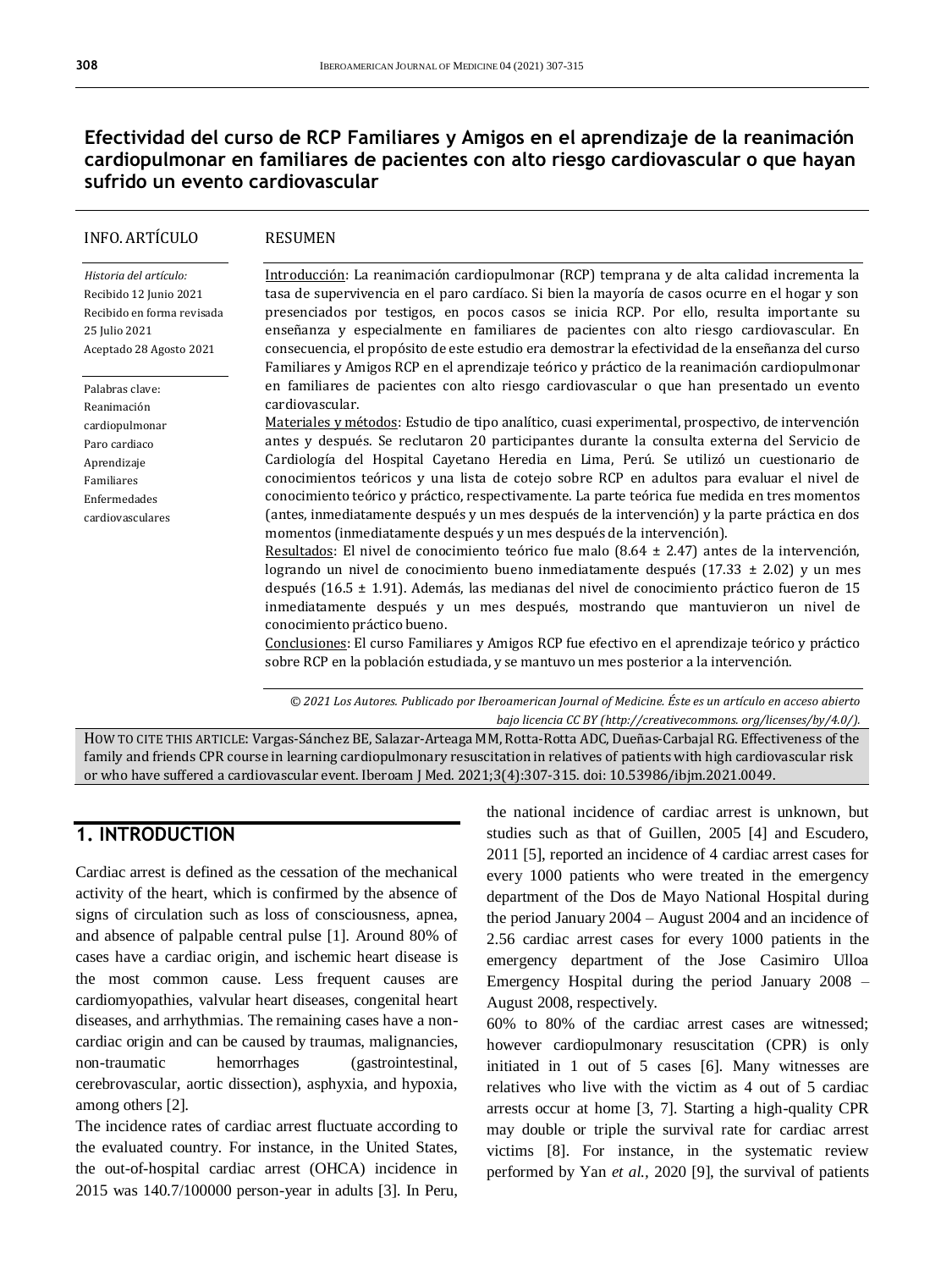# Efectividad del curso de RCP Familiares y Amigos en el aprendizaje de la reanimación cardiopulmonar en familiares de pacientes con alto riesgo cardiovascular o que hayan sufrido un evento cardiovascular

**INFO. ARTÍCULO**

*Historia del artículo:*
Recibido 12 Junio 2021
Recibido en forma revisada 25 Julio 2021
Aceptado 28 Agosto 2021

Palabras clave:
Reanimación cardiopulmonar
Paro cardiaco
Aprendizaje
Familiares
Enfermedades cardiovasculares

**RESUMEN**

Introducción: La reanimación cardiopulmonar (RCP) temprana y de alta calidad incrementa la tasa de supervivencia en el paro cardíaco. Si bien la mayoría de casos ocurre en el hogar y son presenciados por testigos, en pocos casos se inicia RCP. Por ello, resulta importante su enseñanza y especialmente en familiares de pacientes con alto riesgo cardiovascular. En consecuencia, el propósito de este estudio era demostrar la efectividad de la enseñanza del curso Familiares y Amigos RCP en el aprendizaje teórico y práctico de la reanimación cardiopulmonar en familiares de pacientes con alto riesgo cardiovascular o que han presentado un evento cardiovascular.

Materiales y métodos: Estudio de tipo analítico, cuasi experimental, prospectivo, de intervención antes y después. Se reclutaron 20 participantes durante la consulta externa del Servicio de Cardiología del Hospital Cayetano Heredia en Lima, Perú. Se utilizó un cuestionario de conocimientos teóricos y una lista de cotejo sobre RCP en adultos para evaluar el nivel de conocimiento teórico y práctico, respectivamente. La parte teórica fue medida en tres momentos (antes, inmediatamente después y un mes después de la intervención) y la parte práctica en dos momentos (inmediatamente después y un mes después de la intervención).

Resultados: El nivel de conocimiento teórico fue malo (8.64 ± 2.47) antes de la intervención, logrando un nivel de conocimiento bueno inmediatamente después (17.33 ± 2.02) y un mes después (16.5 ± 1.91). Además, las medianas del nivel de conocimiento práctico fueron de 15 inmediatamente después y un mes después, mostrando que mantuvieron un nivel de conocimiento práctico bueno.

Conclusiones: El curso Familiares y Amigos RCP fue efectivo en el aprendizaje teórico y práctico sobre RCP en la población estudiada, y se mantuvo un mes posterior a la intervención.

*© 2021 Los Autores. Publicado por Iberoamerican Journal of Medicine. Éste es un artículo en acceso abierto bajo licencia CC BY (http://creativecommons. org/licenses/by/4.0/).*

HOW TO CITE THIS ARTICLE: Vargas-Sánchez BE, Salazar-Arteaga MM, Rotta-Rotta ADC, Dueñas-Carbajal RG. Effectiveness of the family and friends CPR course in learning cardiopulmonary resuscitation in relatives of patients with high cardiovascular risk or who have suffered a cardiovascular event. Iberoam J Med. 2021;3(4):307-315. doi: 10.53986/ibjm.2021.0049.

## 1. INTRODUCTION

Cardiac arrest is defined as the cessation of the mechanical activity of the heart, which is confirmed by the absence of signs of circulation such as loss of consciousness, apnea, and absence of palpable central pulse [1]. Around 80% of cases have a cardiac origin, and ischemic heart disease is the most common cause. Less frequent causes are cardiomyopathies, valvular heart diseases, congenital heart diseases, and arrhythmias. The remaining cases have a non-cardiac origin and can be caused by traumas, malignancies, non-traumatic hemorrhages (gastrointestinal, cerebrovascular, aortic dissection), asphyxia, and hypoxia, among others [2].

The incidence rates of cardiac arrest fluctuate according to the evaluated country. For instance, in the United States, the out-of-hospital cardiac arrest (OHCA) incidence in 2015 was 140.7/100000 person-year in adults [3]. In Peru, the national incidence of cardiac arrest is unknown, but studies such as that of Guillen, 2005 [4] and Escudero, 2011 [5], reported an incidence of 4 cardiac arrest cases for every 1000 patients who were treated in the emergency department of the Dos de Mayo National Hospital during the period January 2004 – August 2004 and an incidence of 2.56 cardiac arrest cases for every 1000 patients in the emergency department of the Jose Casimiro Ulloa Emergency Hospital during the period January 2008 – August 2008, respectively.

60% to 80% of the cardiac arrest cases are witnessed; however cardiopulmonary resuscitation (CPR) is only initiated in 1 out of 5 cases [6]. Many witnesses are relatives who live with the victim as 4 out of 5 cardiac arrests occur at home [3, 7]. Starting a high-quality CPR may double or triple the survival rate for cardiac arrest victims [8]. For instance, in the systematic review performed by Yan *et al.*, 2020 [9], the survival of patients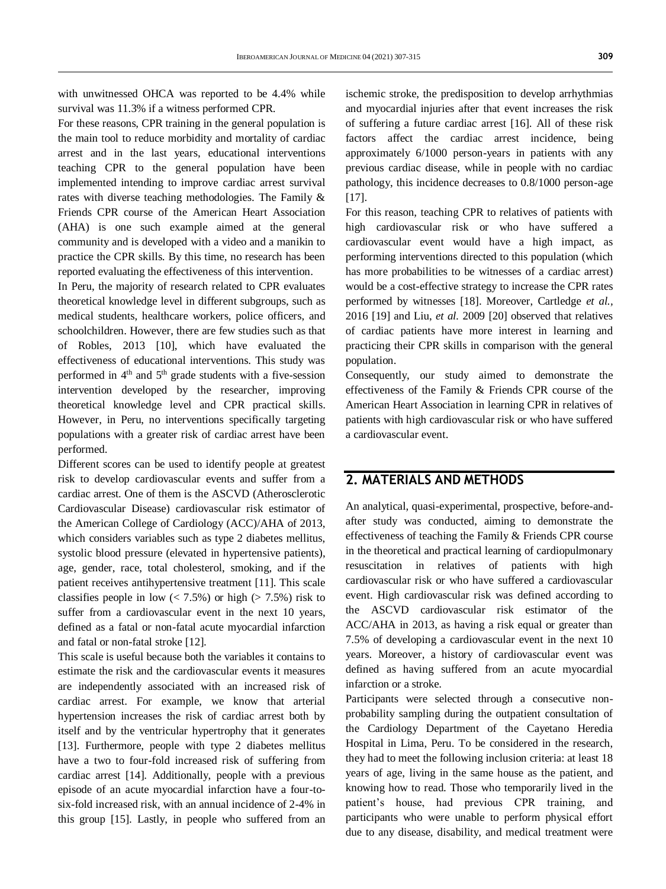with unwitnessed OHCA was reported to be 4.4% while survival was 11.3% if a witness performed CPR.

For these reasons, CPR training in the general population is the main tool to reduce morbidity and mortality of cardiac arrest and in the last years, educational interventions teaching CPR to the general population have been implemented intending to improve cardiac arrest survival rates with diverse teaching methodologies. The Family & Friends CPR course of the American Heart Association (AHA) is one such example aimed at the general community and is developed with a video and a manikin to practice the CPR skills. By this time, no research has been reported evaluating the effectiveness of this intervention.

In Peru, the majority of research related to CPR evaluates theoretical knowledge level in different subgroups, such as medical students, healthcare workers, police officers, and schoolchildren. However, there are few studies such as that of Robles, 2013 [10], which have evaluated the effectiveness of educational interventions. This study was performed in 4th and 5th grade students with a five-session intervention developed by the researcher, improving theoretical knowledge level and CPR practical skills. However, in Peru, no interventions specifically targeting populations with a greater risk of cardiac arrest have been performed.

Different scores can be used to identify people at greatest risk to develop cardiovascular events and suffer from a cardiac arrest. One of them is the ASCVD (Atherosclerotic Cardiovascular Disease) cardiovascular risk estimator of the American College of Cardiology (ACC)/AHA of 2013, which considers variables such as type 2 diabetes mellitus, systolic blood pressure (elevated in hypertensive patients), age, gender, race, total cholesterol, smoking, and if the patient receives antihypertensive treatment [11]. This scale classifies people in low (< 7.5%) or high (> 7.5%) risk to suffer from a cardiovascular event in the next 10 years, defined as a fatal or non-fatal acute myocardial infarction and fatal or non-fatal stroke [12].

This scale is useful because both the variables it contains to estimate the risk and the cardiovascular events it measures are independently associated with an increased risk of cardiac arrest. For example, we know that arterial hypertension increases the risk of cardiac arrest both by itself and by the ventricular hypertrophy that it generates [13]. Furthermore, people with type 2 diabetes mellitus have a two to four-fold increased risk of suffering from cardiac arrest [14]. Additionally, people with a previous episode of an acute myocardial infarction have a four-to-six-fold increased risk, with an annual incidence of 2-4% in this group [15]. Lastly, in people who suffered from an ischemic stroke, the predisposition to develop arrhythmias and myocardial injuries after that event increases the risk of suffering a future cardiac arrest [16]. All of these risk factors affect the cardiac arrest incidence, being approximately 6/1000 person-years in patients with any previous cardiac disease, while in people with no cardiac pathology, this incidence decreases to 0.8/1000 person-age [17].

For this reason, teaching CPR to relatives of patients with high cardiovascular risk or who have suffered a cardiovascular event would have a high impact, as performing interventions directed to this population (which has more probabilities to be witnesses of a cardiac arrest) would be a cost-effective strategy to increase the CPR rates performed by witnesses [18]. Moreover, Cartledge *et al.*, 2016 [19] and Liu, *et al.* 2009 [20] observed that relatives of cardiac patients have more interest in learning and practicing their CPR skills in comparison with the general population.

Consequently, our study aimed to demonstrate the effectiveness of the Family & Friends CPR course of the American Heart Association in learning CPR in relatives of patients with high cardiovascular risk or who have suffered a cardiovascular event.

## 2. MATERIALS AND METHODS

An analytical, quasi-experimental, prospective, before-and-after study was conducted, aiming to demonstrate the effectiveness of teaching the Family & Friends CPR course in the theoretical and practical learning of cardiopulmonary resuscitation in relatives of patients with high cardiovascular risk or who have suffered a cardiovascular event. High cardiovascular risk was defined according to the ASCVD cardiovascular risk estimator of the ACC/AHA in 2013, as having a risk equal or greater than 7.5% of developing a cardiovascular event in the next 10 years. Moreover, a history of cardiovascular event was defined as having suffered from an acute myocardial infarction or a stroke.

Participants were selected through a consecutive non-probability sampling during the outpatient consultation of the Cardiology Department of the Cayetano Heredia Hospital in Lima, Peru. To be considered in the research, they had to meet the following inclusion criteria: at least 18 years of age, living in the same house as the patient, and knowing how to read. Those who temporarily lived in the patient's house, had previous CPR training, and participants who were unable to perform physical effort due to any disease, disability, and medical treatment were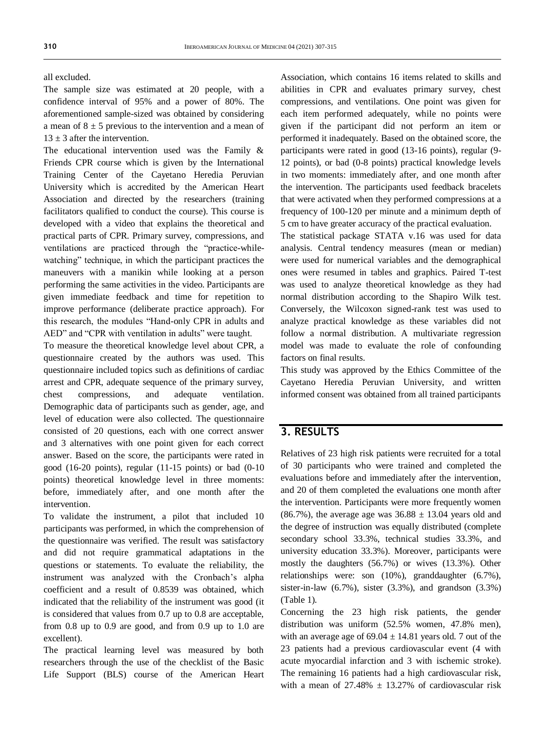all excluded.

The sample size was estimated at 20 people, with a confidence interval of 95% and a power of 80%. The aforementioned sample-sized was obtained by considering a mean of $8 \pm 5$ previous to the intervention and a mean of $13 \pm 3$ after the intervention.

The educational intervention used was the Family & Friends CPR course which is given by the International Training Center of the Cayetano Heredia Peruvian University which is accredited by the American Heart Association and directed by the researchers (training facilitators qualified to conduct the course). This course is developed with a video that explains the theoretical and practical parts of CPR. Primary survey, compressions, and ventilations are practiced through the "practice-while-watching" technique, in which the participant practices the maneuvers with a manikin while looking at a person performing the same activities in the video. Participants are given immediate feedback and time for repetition to improve performance (deliberate practice approach). For this research, the modules "Hand-only CPR in adults and AED" and "CPR with ventilation in adults" were taught.

To measure the theoretical knowledge level about CPR, a questionnaire created by the authors was used. This questionnaire included topics such as definitions of cardiac arrest and CPR, adequate sequence of the primary survey, chest compressions, and adequate ventilation. Demographic data of participants such as gender, age, and level of education were also collected. The questionnaire consisted of 20 questions, each with one correct answer and 3 alternatives with one point given for each correct answer. Based on the score, the participants were rated in good (16-20 points), regular (11-15 points) or bad (0-10 points) theoretical knowledge level in three moments: before, immediately after, and one month after the intervention.

To validate the instrument, a pilot that included 10 participants was performed, in which the comprehension of the questionnaire was verified. The result was satisfactory and did not require grammatical adaptations in the questions or statements. To evaluate the reliability, the instrument was analyzed with the Cronbach's alpha coefficient and a result of 0.8539 was obtained, which indicated that the reliability of the instrument was good (it is considered that values from 0.7 up to 0.8 are acceptable, from 0.8 up to 0.9 are good, and from 0.9 up to 1.0 are excellent).

The practical learning level was measured by both researchers through the use of the checklist of the Basic Life Support (BLS) course of the American Heart Association, which contains 16 items related to skills and abilities in CPR and evaluates primary survey, chest compressions, and ventilations. One point was given for each item performed adequately, while no points were given if the participant did not perform an item or performed it inadequately. Based on the obtained score, the participants were rated in good (13-16 points), regular (9-12 points), or bad (0-8 points) practical knowledge levels in two moments: immediately after, and one month after the intervention. The participants used feedback bracelets that were activated when they performed compressions at a frequency of 100-120 per minute and a minimum depth of 5 cm to have greater accuracy of the practical evaluation.

The statistical package STATA v.16 was used for data analysis. Central tendency measures (mean or median) were used for numerical variables and the demographical ones were resumed in tables and graphics. Paired T-test was used to analyze theoretical knowledge as they had normal distribution according to the Shapiro Wilk test. Conversely, the Wilcoxon signed-rank test was used to analyze practical knowledge as these variables did not follow a normal distribution. A multivariate regression model was made to evaluate the role of confounding factors on final results.

This study was approved by the Ethics Committee of the Cayetano Heredia Peruvian University, and written informed consent was obtained from all trained participants

## 3. RESULTS

Relatives of 23 high risk patients were recruited for a total of 30 participants who were trained and completed the evaluations before and immediately after the intervention, and 20 of them completed the evaluations one month after the intervention. Participants were more frequently women (86.7%), the average age was $36.88 \pm 13.04$ years old and the degree of instruction was equally distributed (complete secondary school 33.3%, technical studies 33.3%, and university education 33.3%). Moreover, participants were mostly the daughters (56.7%) or wives (13.3%). Other relationships were: son (10%), granddaughter (6.7%), sister-in-law (6.7%), sister (3.3%), and grandson (3.3%) (Table 1).

Concerning the 23 high risk patients, the gender distribution was uniform (52.5% women, 47.8% men), with an average age of $69.04 \pm 14.81$ years old. 7 out of the 23 patients had a previous cardiovascular event (4 with acute myocardial infarction and 3 with ischemic stroke). The remaining 16 patients had a high cardiovascular risk, with a mean of $27.48\% \pm 13.27\%$ of cardiovascular risk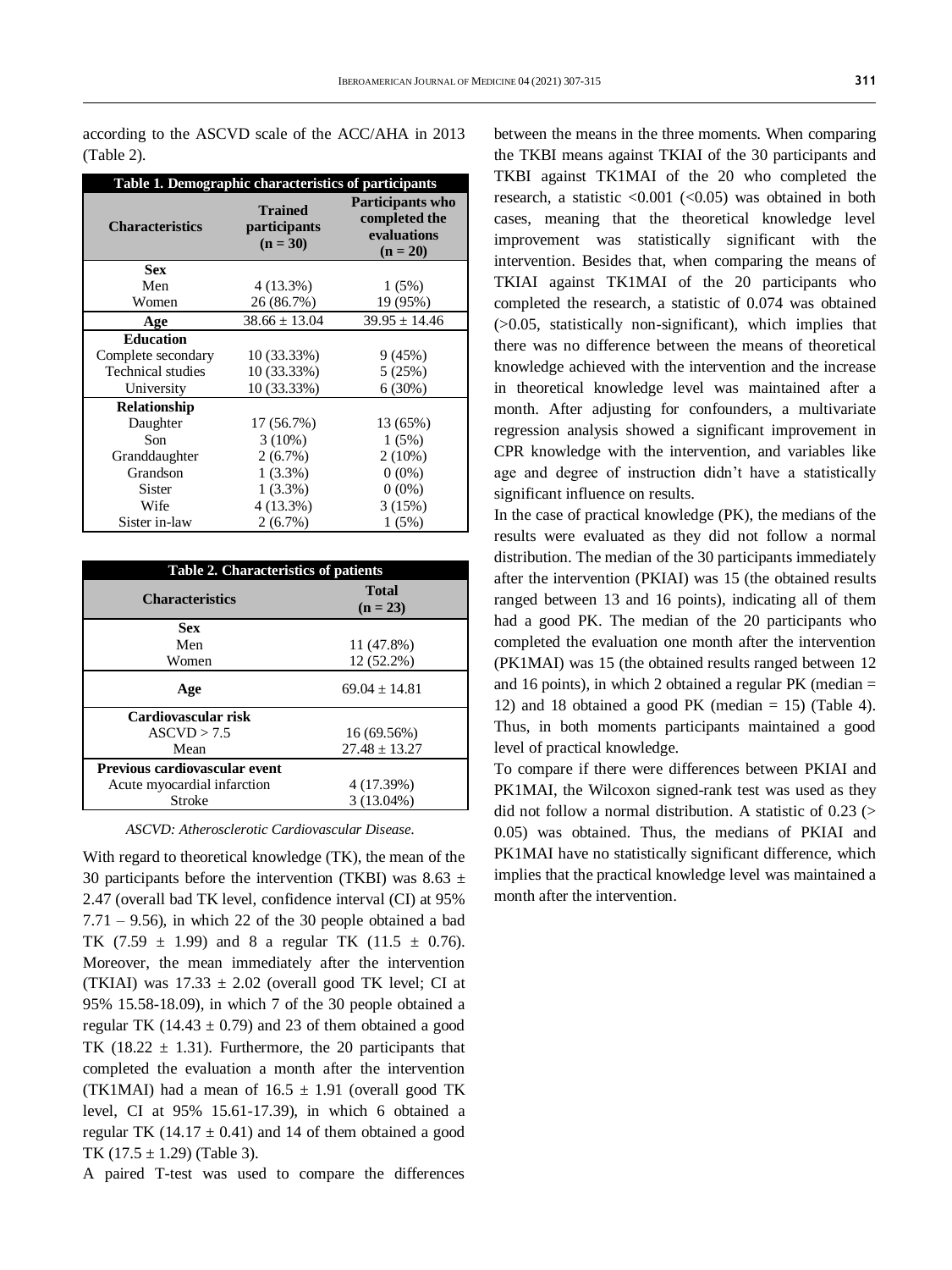according to the ASCVD scale of the ACC/AHA in 2013 (Table 2).

| Table 1. Demographic characteristics of participants | | |
|---|---|---|
| **Characteristics** | **Trained participants (n = 30)** | **Participants who completed the evaluations (n = 20)** |
| **Sex** | | |
| Men | 4 (13.3%) | 1 (5%) |
| Women | 26 (86.7%) | 19 (95%) |
| **Age** | 38.66 ± 13.04 | 39.95 ± 14.46 |
| **Education** | | |
| Complete secondary | 10 (33.33%) | 9 (45%) |
| Technical studies | 10 (33.33%) | 5 (25%) |
| University | 10 (33.33%) | 6 (30%) |
| **Relationship** | | |
| Daughter | 17 (56.7%) | 13 (65%) |
| Son | 3 (10%) | 1 (5%) |
| Granddaughter | 2 (6.7%) | 2 (10%) |
| Grandson | 1 (3.3%) | 0 (0%) |
| Sister | 1 (3.3%) | 0 (0%) |
| Wife | 4 (13.3%) | 3 (15%) |
| Sister in-law | 2 (6.7%) | 1 (5%) |

| Table 2. Characteristics of patients | |
|---|---|
| **Characteristics** | **Total (n = 23)** |
| **Sex** | |
| Men | 11 (47.8%) |
| Women | 12 (52.2%) |
| **Age** | 69.04 ± 14.81 |
| **Cardiovascular risk** | |
| ASCVD > 7.5 | 16 (69.56%) |
| Mean | 27.48 ± 13.27 |
| **Previous cardiovascular event** | |
| Acute myocardial infarction | 4 (17.39%) |
| Stroke | 3 (13.04%) |

*ASCVD: Atherosclerotic Cardiovascular Disease.*

With regard to theoretical knowledge (TK), the mean of the 30 participants before the intervention (TKBI) was 8.63 ± 2.47 (overall bad TK level, confidence interval (CI) at 95% 7.71 – 9.56), in which 22 of the 30 people obtained a bad TK (7.59 ± 1.99) and 8 a regular TK (11.5 ± 0.76). Moreover, the mean immediately after the intervention (TKIAI) was 17.33 ± 2.02 (overall good TK level; CI at 95% 15.58-18.09), in which 7 of the 30 people obtained a regular TK (14.43 ± 0.79) and 23 of them obtained a good TK (18.22 ± 1.31). Furthermore, the 20 participants that completed the evaluation a month after the intervention (TK1MAI) had a mean of 16.5 ± 1.91 (overall good TK level, CI at 95% 15.61-17.39), in which 6 obtained a regular TK (14.17 ± 0.41) and 14 of them obtained a good TK (17.5 ± 1.29) (Table 3).

A paired T-test was used to compare the differences between the means in the three moments. When comparing the TKBI means against TKIAI of the 30 participants and TKBI against TK1MAI of the 20 who completed the research, a statistic <0.001 (<0.05) was obtained in both cases, meaning that the theoretical knowledge level improvement was statistically significant with the intervention. Besides that, when comparing the means of TKIAI against TK1MAI of the 20 participants who completed the research, a statistic of 0.074 was obtained (>0.05, statistically non-significant), which implies that there was no difference between the means of theoretical knowledge achieved with the intervention and the increase in theoretical knowledge level was maintained after a month. After adjusting for confounders, a multivariate regression analysis showed a significant improvement in CPR knowledge with the intervention, and variables like age and degree of instruction didn't have a statistically significant influence on results.

In the case of practical knowledge (PK), the medians of the results were evaluated as they did not follow a normal distribution. The median of the 30 participants immediately after the intervention (PKIAI) was 15 (the obtained results ranged between 13 and 16 points), indicating all of them had a good PK. The median of the 20 participants who completed the evaluation one month after the intervention (PK1MAI) was 15 (the obtained results ranged between 12 and 16 points), in which 2 obtained a regular PK (median = 12) and 18 obtained a good PK (median = 15) (Table 4). Thus, in both moments participants maintained a good level of practical knowledge.

To compare if there were differences between PKIAI and PK1MAI, the Wilcoxon signed-rank test was used as they did not follow a normal distribution. A statistic of 0.23 (> 0.05) was obtained. Thus, the medians of PKIAI and PK1MAI have no statistically significant difference, which implies that the practical knowledge level was maintained a month after the intervention.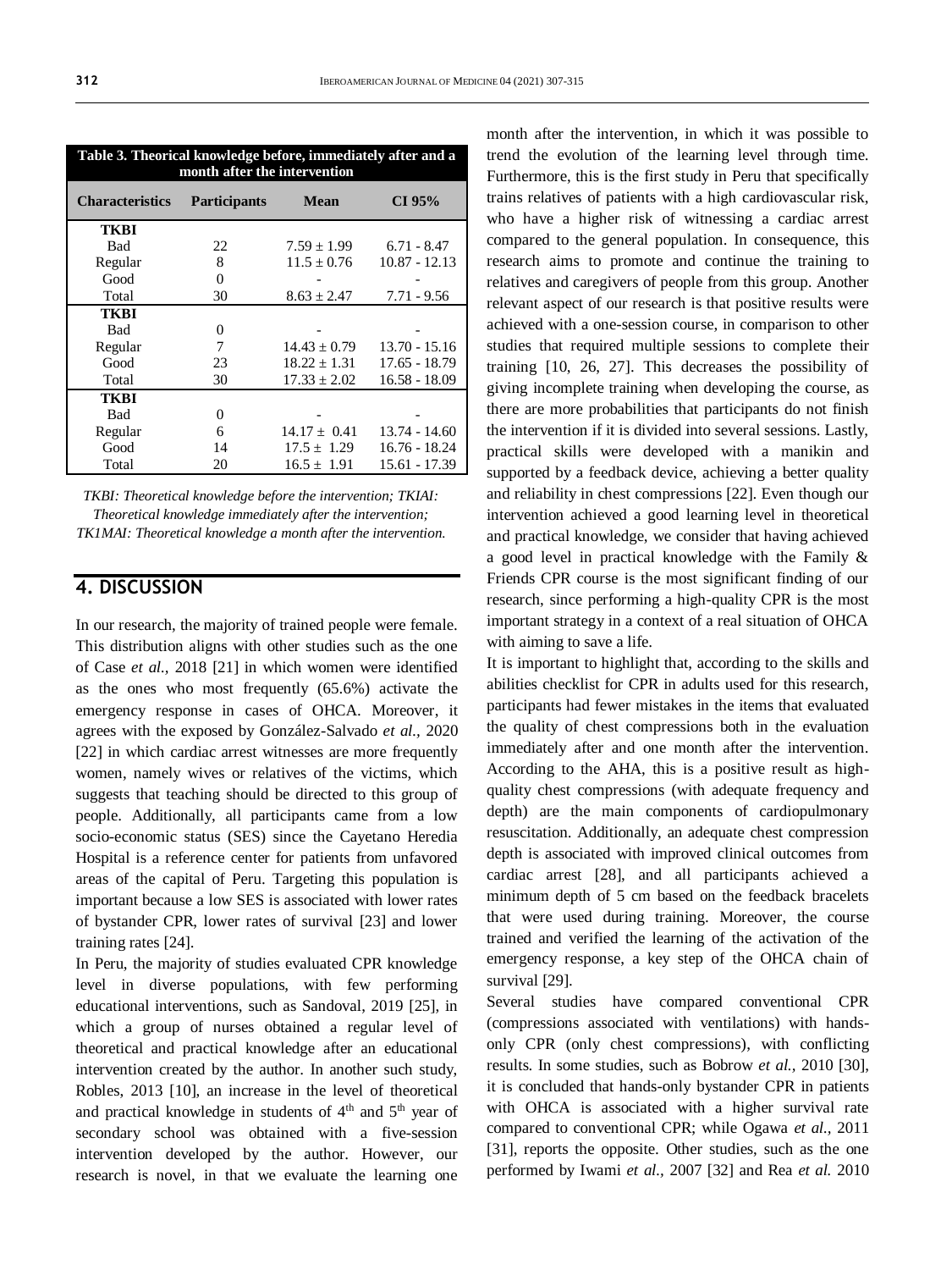**Table 3. Theorical knowledge before, immediately after and a month after the intervention**

| Characteristics | Participants | Mean | CI 95% |
|---|---|---|---|
| **TKBI** | | | |
| Bad | 22 | 7.59 ± 1.99 | 6.71 - 8.47 |
| Regular | 8 | 11.5 ± 0.76 | 10.87 - 12.13 |
| Good | 0 | - | - |
| Total | 30 | 8.63 ± 2.47 | 7.71 - 9.56 |
| **TKBI** | | | |
| Bad | 0 | - | - |
| Regular | 7 | 14.43 ± 0.79 | 13.70 - 15.16 |
| Good | 23 | 18.22 ± 1.31 | 17.65 - 18.79 |
| Total | 30 | 17.33 ± 2.02 | 16.58 - 18.09 |
| **TKBI** | | | |
| Bad | 0 | - | - |
| Regular | 6 | 14.17 ± 0.41 | 13.74 - 14.60 |
| Good | 14 | 17.5 ± 1.29 | 16.76 - 18.24 |
| Total | 20 | 16.5 ± 1.91 | 15.61 - 17.39 |

*TKBI: Theoretical knowledge before the intervention; TKIAI: Theoretical knowledge immediately after the intervention; TK1MAI: Theoretical knowledge a month after the intervention.*

## 4. DISCUSSION

In our research, the majority of trained people were female. This distribution aligns with other studies such as the one of Case *et al.,* 2018 [21] in which women were identified as the ones who most frequently (65.6%) activate the emergency response in cases of OHCA. Moreover, it agrees with the exposed by González-Salvado *et al.,* 2020 [22] in which cardiac arrest witnesses are more frequently women, namely wives or relatives of the victims, which suggests that teaching should be directed to this group of people. Additionally, all participants came from a low socio-economic status (SES) since the Cayetano Heredia Hospital is a reference center for patients from unfavored areas of the capital of Peru. Targeting this population is important because a low SES is associated with lower rates of bystander CPR, lower rates of survival [23] and lower training rates [24].

In Peru, the majority of studies evaluated CPR knowledge level in diverse populations, with few performing educational interventions, such as Sandoval, 2019 [25], in which a group of nurses obtained a regular level of theoretical and practical knowledge after an educational intervention created by the author. In another such study, Robles, 2013 [10], an increase in the level of theoretical and practical knowledge in students of 4th and 5th year of secondary school was obtained with a five-session intervention developed by the author. However, our research is novel, in that we evaluate the learning one month after the intervention, in which it was possible to trend the evolution of the learning level through time. Furthermore, this is the first study in Peru that specifically trains relatives of patients with a high cardiovascular risk, who have a higher risk of witnessing a cardiac arrest compared to the general population. In consequence, this research aims to promote and continue the training to relatives and caregivers of people from this group. Another relevant aspect of our research is that positive results were achieved with a one-session course, in comparison to other studies that required multiple sessions to complete their training [10, 26, 27]. This decreases the possibility of giving incomplete training when developing the course, as there are more probabilities that participants do not finish the intervention if it is divided into several sessions. Lastly, practical skills were developed with a manikin and supported by a feedback device, achieving a better quality and reliability in chest compressions [22]. Even though our intervention achieved a good learning level in theoretical and practical knowledge, we consider that having achieved a good level in practical knowledge with the Family & Friends CPR course is the most significant finding of our research, since performing a high-quality CPR is the most important strategy in a context of a real situation of OHCA with aiming to save a life.

It is important to highlight that, according to the skills and abilities checklist for CPR in adults used for this research, participants had fewer mistakes in the items that evaluated the quality of chest compressions both in the evaluation immediately after and one month after the intervention. According to the AHA, this is a positive result as high-quality chest compressions (with adequate frequency and depth) are the main components of cardiopulmonary resuscitation. Additionally, an adequate chest compression depth is associated with improved clinical outcomes from cardiac arrest [28], and all participants achieved a minimum depth of 5 cm based on the feedback bracelets that were used during training. Moreover, the course trained and verified the learning of the activation of the emergency response, a key step of the OHCA chain of survival [29].

Several studies have compared conventional CPR (compressions associated with ventilations) with hands-only CPR (only chest compressions), with conflicting results. In some studies, such as Bobrow *et al.,* 2010 [30], it is concluded that hands-only bystander CPR in patients with OHCA is associated with a higher survival rate compared to conventional CPR; while Ogawa *et al.,* 2011 [31], reports the opposite. Other studies, such as the one performed by Iwami *et al.,* 2007 [32] and Rea *et al.* 2010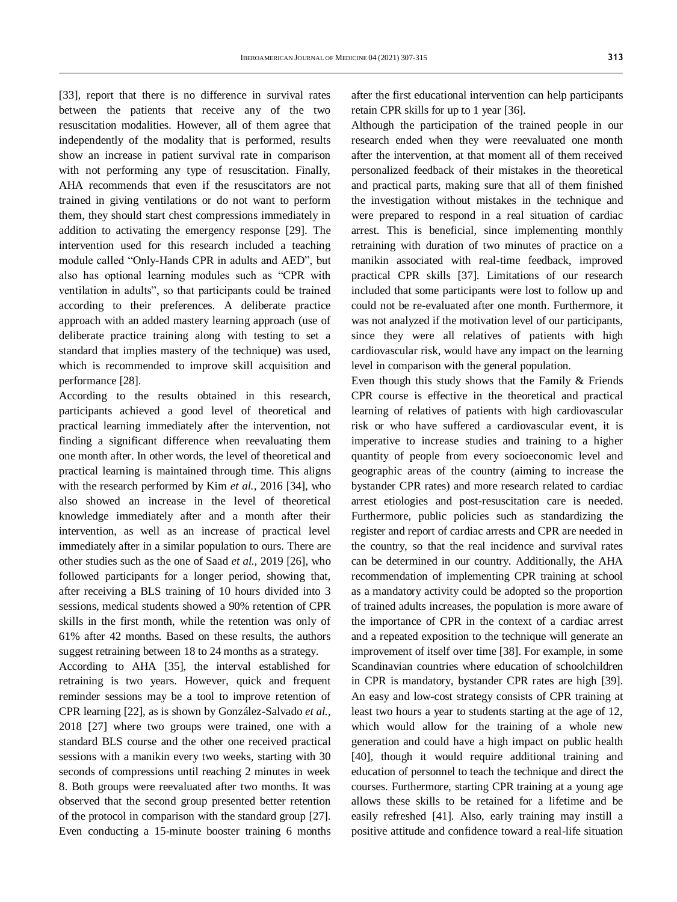[33], report that there is no difference in survival rates between the patients that receive any of the two resuscitation modalities. However, all of them agree that independently of the modality that is performed, results show an increase in patient survival rate in comparison with not performing any type of resuscitation. Finally, AHA recommends that even if the resuscitators are not trained in giving ventilations or do not want to perform them, they should start chest compressions immediately in addition to activating the emergency response [29]. The intervention used for this research included a teaching module called "Only-Hands CPR in adults and AED", but also has optional learning modules such as "CPR with ventilation in adults", so that participants could be trained according to their preferences. A deliberate practice approach with an added mastery learning approach (use of deliberate practice training along with testing to set a standard that implies mastery of the technique) was used, which is recommended to improve skill acquisition and performance [28].

According to the results obtained in this research, participants achieved a good level of theoretical and practical learning immediately after the intervention, not finding a significant difference when reevaluating them one month after. In other words, the level of theoretical and practical learning is maintained through time. This aligns with the research performed by Kim *et al.,* 2016 [34], who also showed an increase in the level of theoretical knowledge immediately after and a month after their intervention, as well as an increase of practical level immediately after in a similar population to ours. There are other studies such as the one of Saad *et al.,* 2019 [26], who followed participants for a longer period, showing that, after receiving a BLS training of 10 hours divided into 3 sessions, medical students showed a 90% retention of CPR skills in the first month, while the retention was only of 61% after 42 months. Based on these results, the authors suggest retraining between 18 to 24 months as a strategy.

According to AHA [35], the interval established for retraining is two years. However, quick and frequent reminder sessions may be a tool to improve retention of CPR learning [22], as is shown by González-Salvado *et al.,* 2018 [27] where two groups were trained, one with a standard BLS course and the other one received practical sessions with a manikin every two weeks, starting with 30 seconds of compressions until reaching 2 minutes in week 8. Both groups were reevaluated after two months. It was observed that the second group presented better retention of the protocol in comparison with the standard group [27]. Even conducting a 15-minute booster training 6 months after the first educational intervention can help participants retain CPR skills for up to 1 year [36].

Although the participation of the trained people in our research ended when they were reevaluated one month after the intervention, at that moment all of them received personalized feedback of their mistakes in the theoretical and practical parts, making sure that all of them finished the investigation without mistakes in the technique and were prepared to respond in a real situation of cardiac arrest. This is beneficial, since implementing monthly retraining with duration of two minutes of practice on a manikin associated with real-time feedback, improved practical CPR skills [37]. Limitations of our research included that some participants were lost to follow up and could not be re-evaluated after one month. Furthermore, it was not analyzed if the motivation level of our participants, since they were all relatives of patients with high cardiovascular risk, would have any impact on the learning level in comparison with the general population.

Even though this study shows that the Family & Friends CPR course is effective in the theoretical and practical learning of relatives of patients with high cardiovascular risk or who have suffered a cardiovascular event, it is imperative to increase studies and training to a higher quantity of people from every socioeconomic level and geographic areas of the country (aiming to increase the bystander CPR rates) and more research related to cardiac arrest etiologies and post-resuscitation care is needed. Furthermore, public policies such as standardizing the register and report of cardiac arrests and CPR are needed in the country, so that the real incidence and survival rates can be determined in our country. Additionally, the AHA recommendation of implementing CPR training at school as a mandatory activity could be adopted so the proportion of trained adults increases, the population is more aware of the importance of CPR in the context of a cardiac arrest and a repeated exposition to the technique will generate an improvement of itself over time [38]. For example, in some Scandinavian countries where education of schoolchildren in CPR is mandatory, bystander CPR rates are high [39]. An easy and low-cost strategy consists of CPR training at least two hours a year to students starting at the age of 12, which would allow for the training of a whole new generation and could have a high impact on public health [40], though it would require additional training and education of personnel to teach the technique and direct the courses. Furthermore, starting CPR training at a young age allows these skills to be retained for a lifetime and be easily refreshed [41]. Also, early training may instill a positive attitude and confidence toward a real-life situation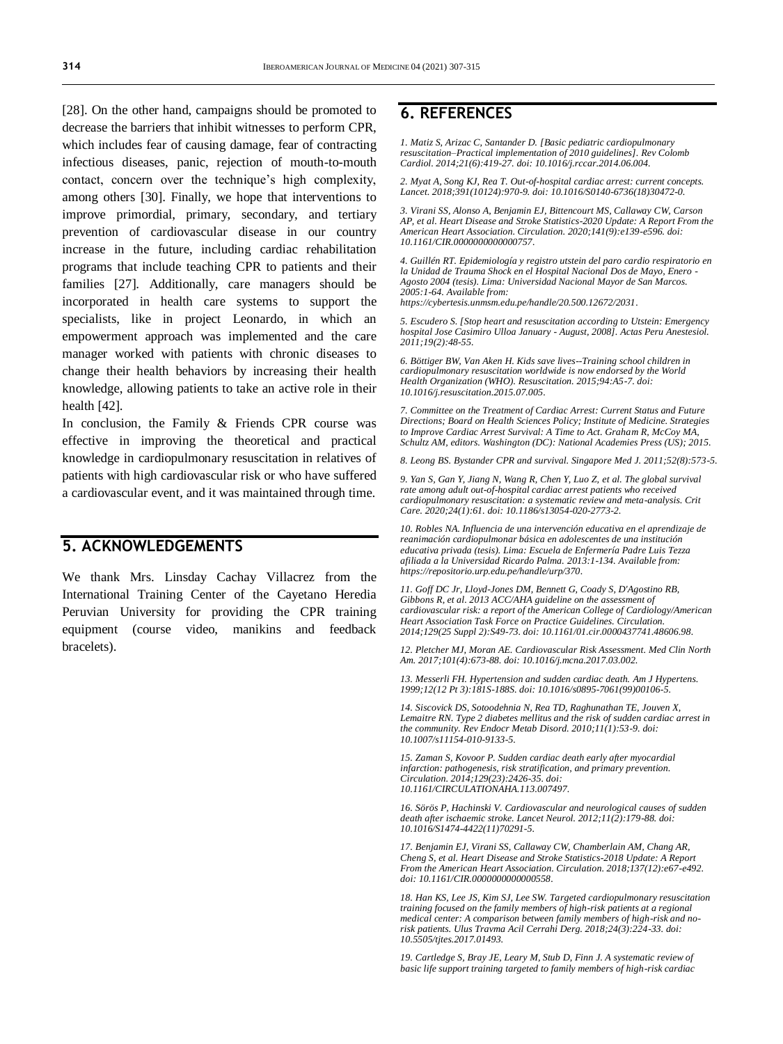[28]. On the other hand, campaigns should be promoted to decrease the barriers that inhibit witnesses to perform CPR, which includes fear of causing damage, fear of contracting infectious diseases, panic, rejection of mouth-to-mouth contact, concern over the technique's high complexity, among others [30]. Finally, we hope that interventions to improve primordial, primary, secondary, and tertiary prevention of cardiovascular disease in our country increase in the future, including cardiac rehabilitation programs that include teaching CPR to patients and their families [27]. Additionally, care managers should be incorporated in health care systems to support the specialists, like in project Leonardo, in which an empowerment approach was implemented and the care manager worked with patients with chronic diseases to change their health behaviors by increasing their health knowledge, allowing patients to take an active role in their health [42].

In conclusion, the Family & Friends CPR course was effective in improving the theoretical and practical knowledge in cardiopulmonary resuscitation in relatives of patients with high cardiovascular risk or who have suffered a cardiovascular event, and it was maintained through time.

## 5. ACKNOWLEDGEMENTS

We thank Mrs. Linsday Cachay Villacrez from the International Training Center of the Cayetano Heredia Peruvian University for providing the CPR training equipment (course video, manikins and feedback bracelets).

## 6. REFERENCES

*1. Matiz S, Arizac C, Santander D. [Basic pediatric cardiopulmonary resuscitation–Practical implementation of 2010 guidelines]. Rev Colomb Cardiol. 2014;21(6):419-27. doi: 10.1016/j.rccar.2014.06.004.*

*2. Myat A, Song KJ, Rea T. Out-of-hospital cardiac arrest: current concepts. Lancet. 2018;391(10124):970-9. doi: 10.1016/S0140-6736(18)30472-0.*

*3. Virani SS, Alonso A, Benjamin EJ, Bittencourt MS, Callaway CW, Carson AP, et al. Heart Disease and Stroke Statistics-2020 Update: A Report From the American Heart Association. Circulation. 2020;141(9):e139-e596. doi: 10.1161/CIR.0000000000000757.*

*4. Guillén RT. Epidemiología y registro utstein del paro cardio respiratorio en la Unidad de Trauma Shock en el Hospital Nacional Dos de Mayo, Enero - Agosto 2004 (tesis). Lima: Universidad Nacional Mayor de San Marcos. 2005:1-64. Available from: https://cybertesis.unmsm.edu.pe/handle/20.500.12672/2031.*

*5. Escudero S. [Stop heart and resuscitation according to Utstein: Emergency hospital Jose Casimiro Ulloa January - August, 2008]. Actas Peru Anestesiol. 2011;19(2):48-55.*

*6. Böttiger BW, Van Aken H. Kids save lives--Training school children in cardiopulmonary resuscitation worldwide is now endorsed by the World Health Organization (WHO). Resuscitation. 2015;94:A5-7. doi: 10.1016/j.resuscitation.2015.07.005.*

*7. Committee on the Treatment of Cardiac Arrest: Current Status and Future Directions; Board on Health Sciences Policy; Institute of Medicine. Strategies to Improve Cardiac Arrest Survival: A Time to Act. Graham R, McCoy MA, Schultz AM, editors. Washington (DC): National Academies Press (US); 2015.*

*8. Leong BS. Bystander CPR and survival. Singapore Med J. 2011;52(8):573-5.*

*9. Yan S, Gan Y, Jiang N, Wang R, Chen Y, Luo Z, et al. The global survival rate among adult out-of-hospital cardiac arrest patients who received cardiopulmonary resuscitation: a systematic review and meta-analysis. Crit Care. 2020;24(1):61. doi: 10.1186/s13054-020-2773-2.*

*10. Robles NA. Influencia de una intervención educativa en el aprendizaje de reanimación cardiopulmonar básica en adolescentes de una institución educativa privada (tesis). Lima: Escuela de Enfermería Padre Luis Tezza afiliada a la Universidad Ricardo Palma. 2013:1-134. Available from: https://repositorio.urp.edu.pe/handle/urp/370.*

*11. Goff DC Jr, Lloyd-Jones DM, Bennett G, Coady S, D'Agostino RB, Gibbons R, et al. 2013 ACC/AHA guideline on the assessment of cardiovascular risk: a report of the American College of Cardiology/American Heart Association Task Force on Practice Guidelines. Circulation. 2014;129(25 Suppl 2):S49-73. doi: 10.1161/01.cir.0000437741.48606.98.*

*12. Pletcher MJ, Moran AE. Cardiovascular Risk Assessment. Med Clin North Am. 2017;101(4):673-88. doi: 10.1016/j.mcna.2017.03.002.*

*13. Messerli FH. Hypertension and sudden cardiac death. Am J Hypertens. 1999;12(12 Pt 3):181S-188S. doi: 10.1016/s0895-7061(99)00106-5.*

*14. Siscovick DS, Sotoodehnia N, Rea TD, Raghunathan TE, Jouven X, Lemaitre RN. Type 2 diabetes mellitus and the risk of sudden cardiac arrest in the community. Rev Endocr Metab Disord. 2010;11(1):53-9. doi: 10.1007/s11154-010-9133-5.*

*15. Zaman S, Kovoor P. Sudden cardiac death early after myocardial infarction: pathogenesis, risk stratification, and primary prevention. Circulation. 2014;129(23):2426-35. doi: 10.1161/CIRCULATIONAHA.113.007497.*

*16. Sörös P, Hachinski V. Cardiovascular and neurological causes of sudden death after ischaemic stroke. Lancet Neurol. 2012;11(2):179-88. doi: 10.1016/S1474-4422(11)70291-5.*

*17. Benjamin EJ, Virani SS, Callaway CW, Chamberlain AM, Chang AR, Cheng S, et al. Heart Disease and Stroke Statistics-2018 Update: A Report From the American Heart Association. Circulation. 2018;137(12):e67-e492. doi: 10.1161/CIR.0000000000000558.*

*18. Han KS, Lee JS, Kim SJ, Lee SW. Targeted cardiopulmonary resuscitation training focused on the family members of high-risk patients at a regional medical center: A comparison between family members of high-risk and no-risk patients. Ulus Travma Acil Cerrahi Derg. 2018;24(3):224-33. doi: 10.5505/tjtes.2017.01493.*

*19. Cartledge S, Bray JE, Leary M, Stub D, Finn J. A systematic review of basic life support training targeted to family members of high-risk cardiac*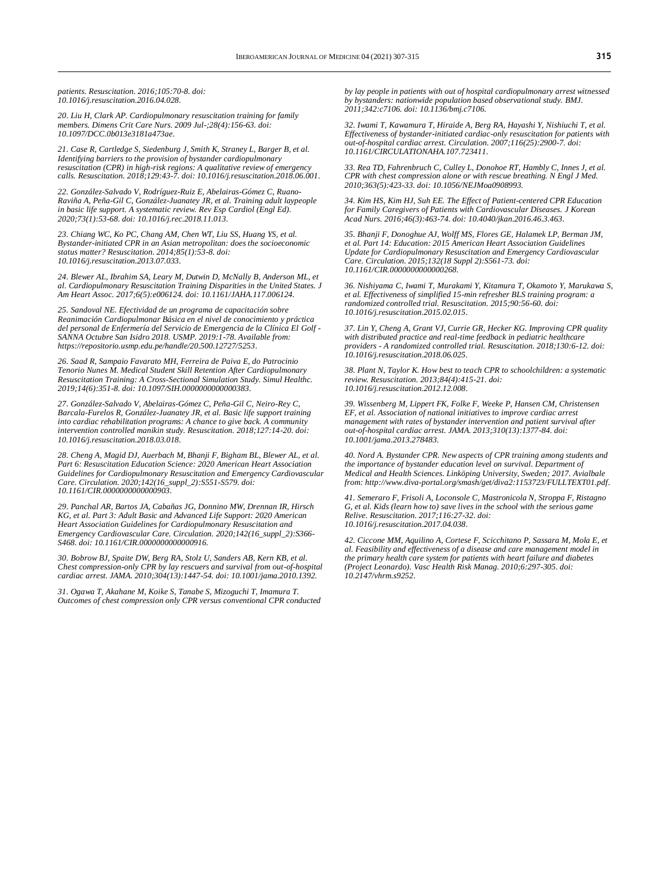*patients. Resuscitation. 2016;105:70-8. doi: 10.1016/j.resuscitation.2016.04.028.*

*20. Liu H, Clark AP. Cardiopulmonary resuscitation training for family members. Dimens Crit Care Nurs. 2009 Jul-;28(4):156-63. doi: 10.1097/DCC.0b013e3181a473ae.*

*21. Case R, Cartledge S, Siedenburg J, Smith K, Straney L, Barger B, et al. Identifying barriers to the provision of bystander cardiopulmonary resuscitation (CPR) in high-risk regions: A qualitative review of emergency calls. Resuscitation. 2018;129:43-7. doi: 10.1016/j.resuscitation.2018.06.001.*

*22. González-Salvado V, Rodríguez-Ruiz E, Abelairas-Gómez C, Ruano-Raviña A, Peña-Gil C, González-Juanatey JR, et al. Training adult laypeople in basic life support. A systematic review. Rev Esp Cardiol (Engl Ed). 2020;73(1):53-68. doi: 10.1016/j.rec.2018.11.013.*

*23. Chiang WC, Ko PC, Chang AM, Chen WT, Liu SS, Huang YS, et al. Bystander-initiated CPR in an Asian metropolitan: does the socioeconomic status matter? Resuscitation. 2014;85(1):53-8. doi: 10.1016/j.resuscitation.2013.07.033.*

*24. Blewer AL, Ibrahim SA, Leary M, Dutwin D, McNally B, Anderson ML, et al. Cardiopulmonary Resuscitation Training Disparities in the United States. J Am Heart Assoc. 2017;6(5):e006124. doi: 10.1161/JAHA.117.006124.*

*25. Sandoval NE. Efectividad de un programa de capacitación sobre Reanimación Cardiopulmonar Básica en el nivel de conocimiento y práctica del personal de Enfermería del Servicio de Emergencia de la Clínica El Golf - SANNA Octubre San Isidro 2018. USMP. 2019:1-78. Available from: https://repositorio.usmp.edu.pe/handle/20.500.12727/5253.*

*26. Saad R, Sampaio Favarato MH, Ferreira de Paiva E, do Patrocinio Tenorio Nunes M. Medical Student Skill Retention After Cardiopulmonary Resuscitation Training: A Cross-Sectional Simulation Study. Simul Healthc. 2019;14(6):351-8. doi: 10.1097/SIH.0000000000000383.*

*27. González-Salvado V, Abelairas-Gómez C, Peña-Gil C, Neiro-Rey C, Barcala-Furelos R, González-Juanatey JR, et al. Basic life support training into cardiac rehabilitation programs: A chance to give back. A community intervention controlled manikin study. Resuscitation. 2018;127:14-20. doi: 10.1016/j.resuscitation.2018.03.018.*

*28. Cheng A, Magid DJ, Auerbach M, Bhanji F, Bigham BL, Blewer AL, et al. Part 6: Resuscitation Education Science: 2020 American Heart Association Guidelines for Cardiopulmonary Resuscitation and Emergency Cardiovascular Care. Circulation. 2020;142(16_suppl_2):S551-S579. doi: 10.1161/CIR.0000000000000903.*

*29. Panchal AR, Bartos JA, Cabañas JG, Donnino MW, Drennan IR, Hirsch KG, et al. Part 3: Adult Basic and Advanced Life Support: 2020 American Heart Association Guidelines for Cardiopulmonary Resuscitation and Emergency Cardiovascular Care. Circulation. 2020;142(16_suppl_2):S366-S468. doi: 10.1161/CIR.0000000000000916.*

*30. Bobrow BJ, Spaite DW, Berg RA, Stolz U, Sanders AB, Kern KB, et al. Chest compression-only CPR by lay rescuers and survival from out-of-hospital cardiac arrest. JAMA. 2010;304(13):1447-54. doi: 10.1001/jama.2010.1392.*

*31. Ogawa T, Akahane M, Koike S, Tanabe S, Mizoguchi T, Imamura T. Outcomes of chest compression only CPR versus conventional CPR conducted by lay people in patients with out of hospital cardiopulmonary arrest witnessed by bystanders: nationwide population based observational study. BMJ. 2011;342:c7106. doi: 10.1136/bmj.c7106.*

*32. Iwami T, Kawamura T, Hiraide A, Berg RA, Hayashi Y, Nishiuchi T, et al. Effectiveness of bystander-initiated cardiac-only resuscitation for patients with out-of-hospital cardiac arrest. Circulation. 2007;116(25):2900-7. doi: 10.1161/CIRCULATIONAHA.107.723411.*

*33. Rea TD, Fahrenbruch C, Culley L, Donohoe RT, Hambly C, Innes J, et al. CPR with chest compression alone or with rescue breathing. N Engl J Med. 2010;363(5):423-33. doi: 10.1056/NEJMoa0908993.*

*34. Kim HS, Kim HJ, Suh EE. The Effect of Patient-centered CPR Education for Family Caregivers of Patients with Cardiovascular Diseases. J Korean Acad Nurs. 2016;46(3):463-74. doi: 10.4040/jkan.2016.46.3.463.*

*35. Bhanji F, Donoghue AJ, Wolff MS, Flores GE, Halamek LP, Berman JM, et al. Part 14: Education: 2015 American Heart Association Guidelines Update for Cardiopulmonary Resuscitation and Emergency Cardiovascular Care. Circulation. 2015;132(18 Suppl 2):S561-73. doi: 10.1161/CIR.0000000000000268.*

*36. Nishiyama C, Iwami T, Murakami Y, Kitamura T, Okamoto Y, Marukawa S, et al. Effectiveness of simplified 15-min refresher BLS training program: a randomized controlled trial. Resuscitation. 2015;90:56-60. doi: 10.1016/j.resuscitation.2015.02.015.*

*37. Lin Y, Cheng A, Grant VJ, Currie GR, Hecker KG. Improving CPR quality with distributed practice and real-time feedback in pediatric healthcare providers - A randomized controlled trial. Resuscitation. 2018;130:6-12. doi: 10.1016/j.resuscitation.2018.06.025.*

*38. Plant N, Taylor K. How best to teach CPR to schoolchildren: a systematic review. Resuscitation. 2013;84(4):415-21. doi: 10.1016/j.resuscitation.2012.12.008.*

*39. Wissenberg M, Lippert FK, Folke F, Weeke P, Hansen CM, Christensen EF, et al. Association of national initiatives to improve cardiac arrest management with rates of bystander intervention and patient survival after out-of-hospital cardiac arrest. JAMA. 2013;310(13):1377-84. doi: 10.1001/jama.2013.278483.*

*40. Nord A. Bystander CPR. New aspects of CPR training among students and the importance of bystander education level on survival. Department of Medical and Health Sciences. Linköping University, Sweden; 2017. Avialbale from: http://www.diva-portal.org/smash/get/diva2:1153723/FULLTEXT01.pdf.*

*41. Semeraro F, Frisoli A, Loconsole C, Mastronicola N, Stroppa F, Ristagno G, et al. Kids (learn how to) save lives in the school with the serious game Relive. Resuscitation. 2017;116:27-32. doi: 10.1016/j.resuscitation.2017.04.038.*

*42. Ciccone MM, Aquilino A, Cortese F, Scicchitano P, Sassara M, Mola E, et al. Feasibility and effectiveness of a disease and care management model in the primary health care system for patients with heart failure and diabetes (Project Leonardo). Vasc Health Risk Manag. 2010;6:297-305. doi: 10.2147/vhrm.s9252.*